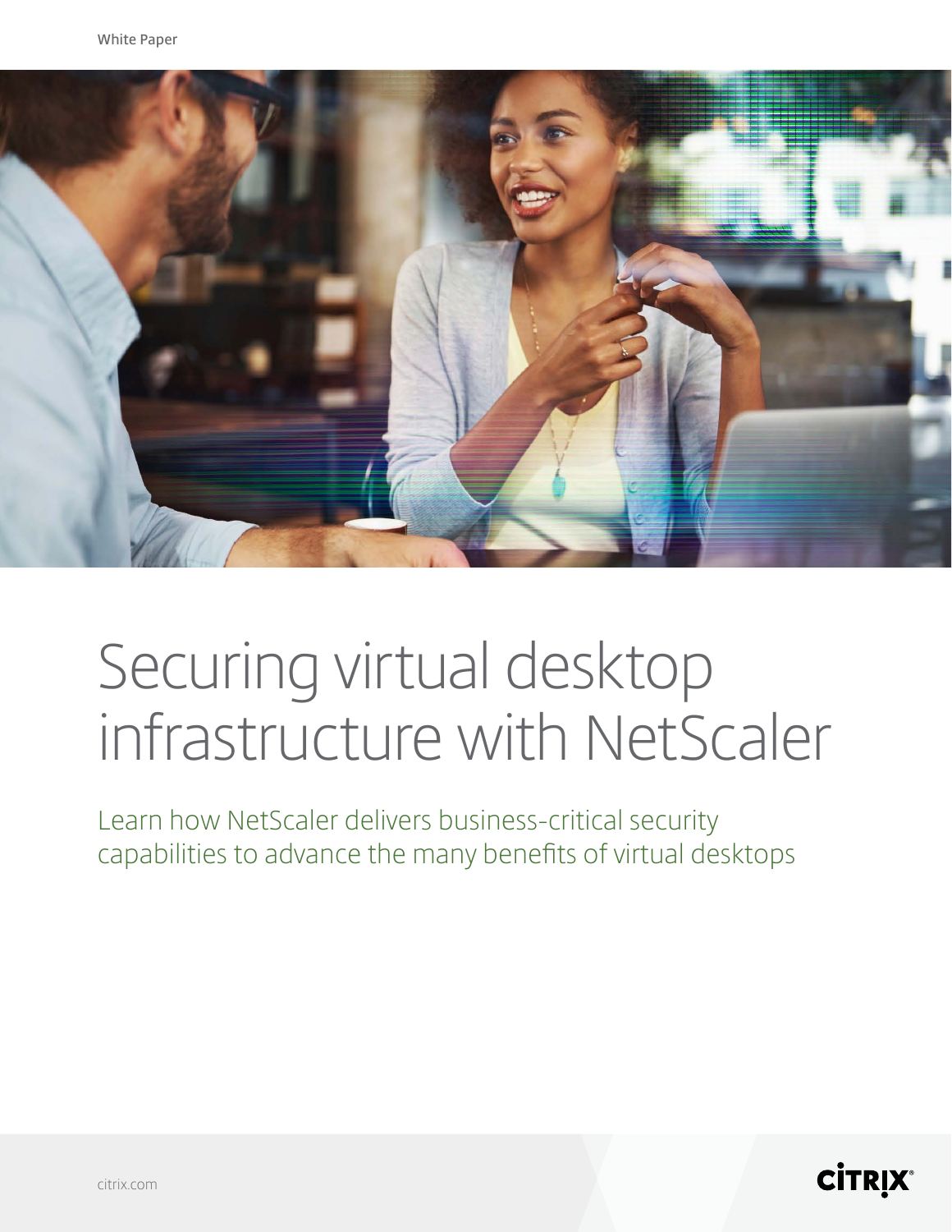White Paper

# Securing virtual desktop infrastructure with NetScaler

Learn how NetScaler delivers business-critical security capabilities to advance the many benefits of virtual desktops

citrix.com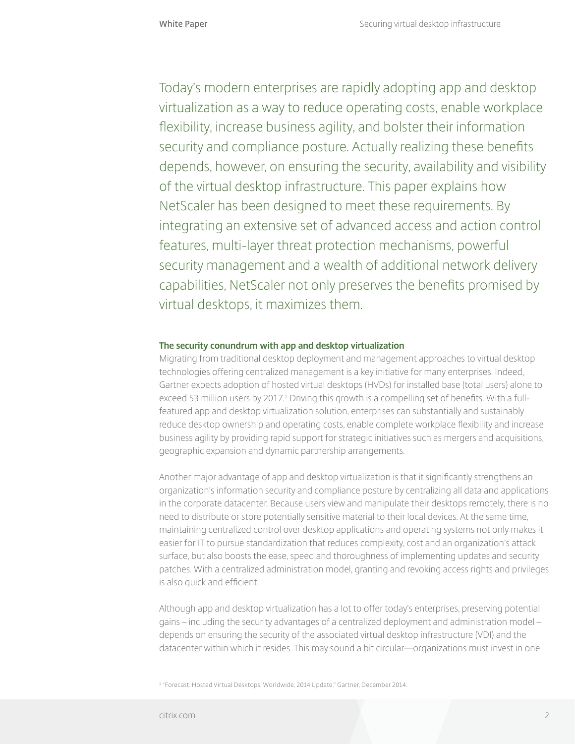Today's modern enterprises are rapidly adopting app and desktop virtualization as a way to reduce operating costs, enable workplace flexibility, increase business agility, and bolster their information security and compliance posture. Actually realizing these benefits depends, however, on ensuring the security, availability and visibility of the virtual desktop infrastructure. This paper explains how NetScaler has been designed to meet these requirements. By integrating an extensive set of advanced access and action control features, multi-layer threat protection mechanisms, powerful security management and a wealth of additional network delivery capabilities, NetScaler not only preserves the benefits promised by virtual desktops, it maximizes them.

### The security conundrum with app and desktop virtualization

Migrating from traditional desktop deployment and management approaches to virtual desktop technologies offering centralized management is a key initiative for many enterprises. Indeed, Gartner expects adoption of hosted virtual desktops (HVDs) for installed base (total users) alone to exceed 53 million users by 2017.[1] Driving this growth is a compelling set of benefits. With a full-featured app and desktop virtualization solution, enterprises can substantially and sustainably reduce desktop ownership and operating costs, enable complete workplace flexibility and increase business agility by providing rapid support for strategic initiatives such as mergers and acquisitions, geographic expansion and dynamic partnership arrangements.

Another major advantage of app and desktop virtualization is that it significantly strengthens an organization's information security and compliance posture by centralizing all data and applications in the corporate datacenter. Because users view and manipulate their desktops remotely, there is no need to distribute or store potentially sensitive material to their local devices. At the same time, maintaining centralized control over desktop applications and operating systems not only makes it easier for IT to pursue standardization that reduces complexity, cost and an organization's attack surface, but also boosts the ease, speed and thoroughness of implementing updates and security patches. With a centralized administration model, granting and revoking access rights and privileges is also quick and efficient.

Although app and desktop virtualization has a lot to offer today's enterprises, preserving potential gains – including the security advantages of a centralized deployment and administration model – depends on ensuring the security of the associated virtual desktop infrastructure (VDI) and the datacenter within which it resides. This may sound a bit circular—organizations must invest in one

[1] "Forecast: Hosted Virtual Desktops, Worldwide, 2014 Update," Gartner, December 2014.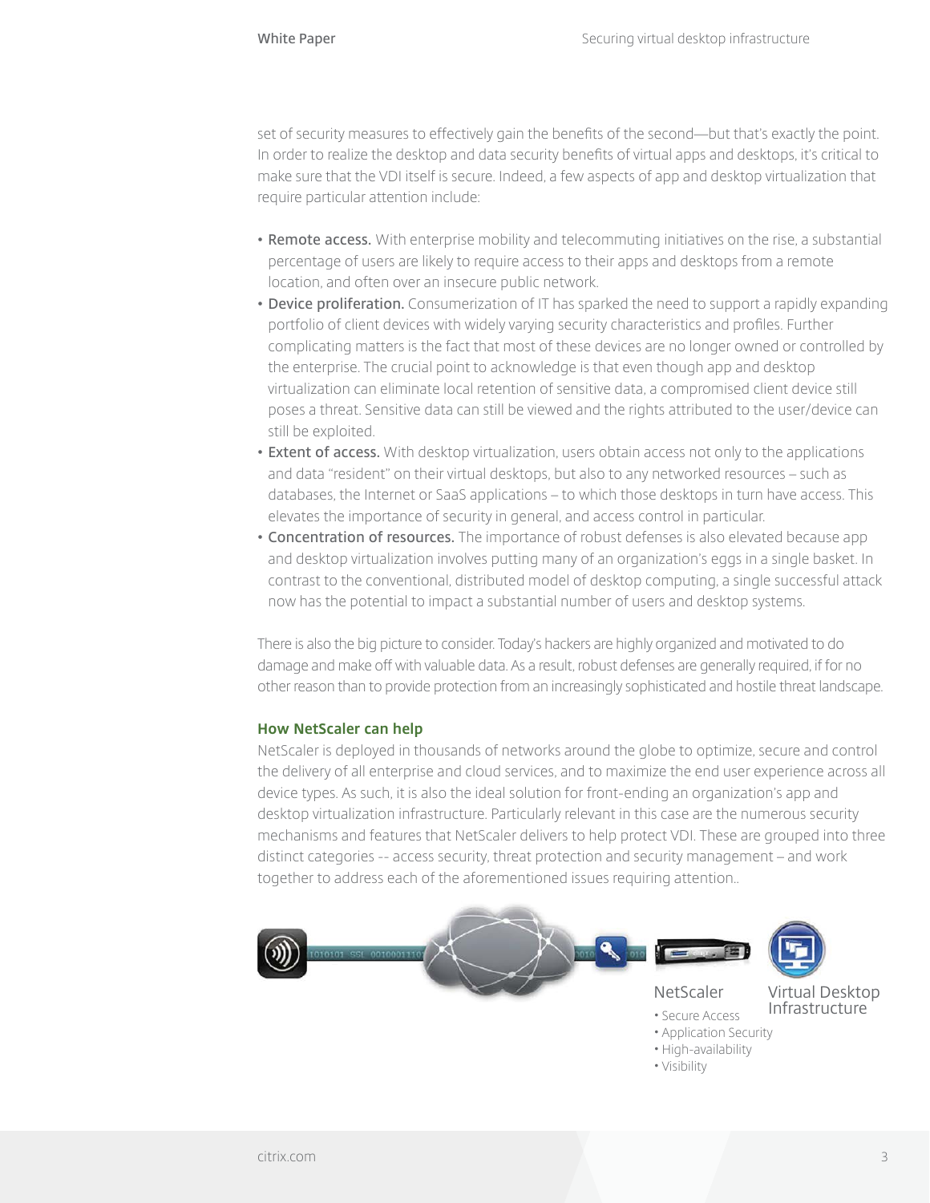set of security measures to effectively gain the benefits of the second—but that's exactly the point. In order to realize the desktop and data security benefits of virtual apps and desktops, it's critical to make sure that the VDI itself is secure. Indeed, a few aspects of app and desktop virtualization that require particular attention include:

- **Remote access.** With enterprise mobility and telecommuting initiatives on the rise, a substantial percentage of users are likely to require access to their apps and desktops from a remote location, and often over an insecure public network.
- **Device proliferation.** Consumerization of IT has sparked the need to support a rapidly expanding portfolio of client devices with widely varying security characteristics and profiles. Further complicating matters is the fact that most of these devices are no longer owned or controlled by the enterprise. The crucial point to acknowledge is that even though app and desktop virtualization can eliminate local retention of sensitive data, a compromised client device still poses a threat. Sensitive data can still be viewed and the rights attributed to the user/device can still be exploited.
- **Extent of access.** With desktop virtualization, users obtain access not only to the applications and data "resident" on their virtual desktops, but also to any networked resources – such as databases, the Internet or SaaS applications – to which those desktops in turn have access. This elevates the importance of security in general, and access control in particular.
- **Concentration of resources.** The importance of robust defenses is also elevated because app and desktop virtualization involves putting many of an organization's eggs in a single basket. In contrast to the conventional, distributed model of desktop computing, a single successful attack now has the potential to impact a substantial number of users and desktop systems.

There is also the big picture to consider. Today's hackers are highly organized and motivated to do damage and make off with valuable data. As a result, robust defenses are generally required, if for no other reason than to provide protection from an increasingly sophisticated and hostile threat landscape.

### How NetScaler can help

NetScaler is deployed in thousands of networks around the globe to optimize, secure and control the delivery of all enterprise and cloud services, and to maximize the end user experience across all device types. As such, it is also the ideal solution for front-ending an organization's app and desktop virtualization infrastructure. Particularly relevant in this case are the numerous security mechanisms and features that NetScaler delivers to help protect VDI. These are grouped into three distinct categories -- access security, threat protection and security management – and work together to address each of the aforementioned issues requiring attention..

NetScaler
- Secure Access
- Application Security
- High-availability
- Visibility

Virtual Desktop Infrastructure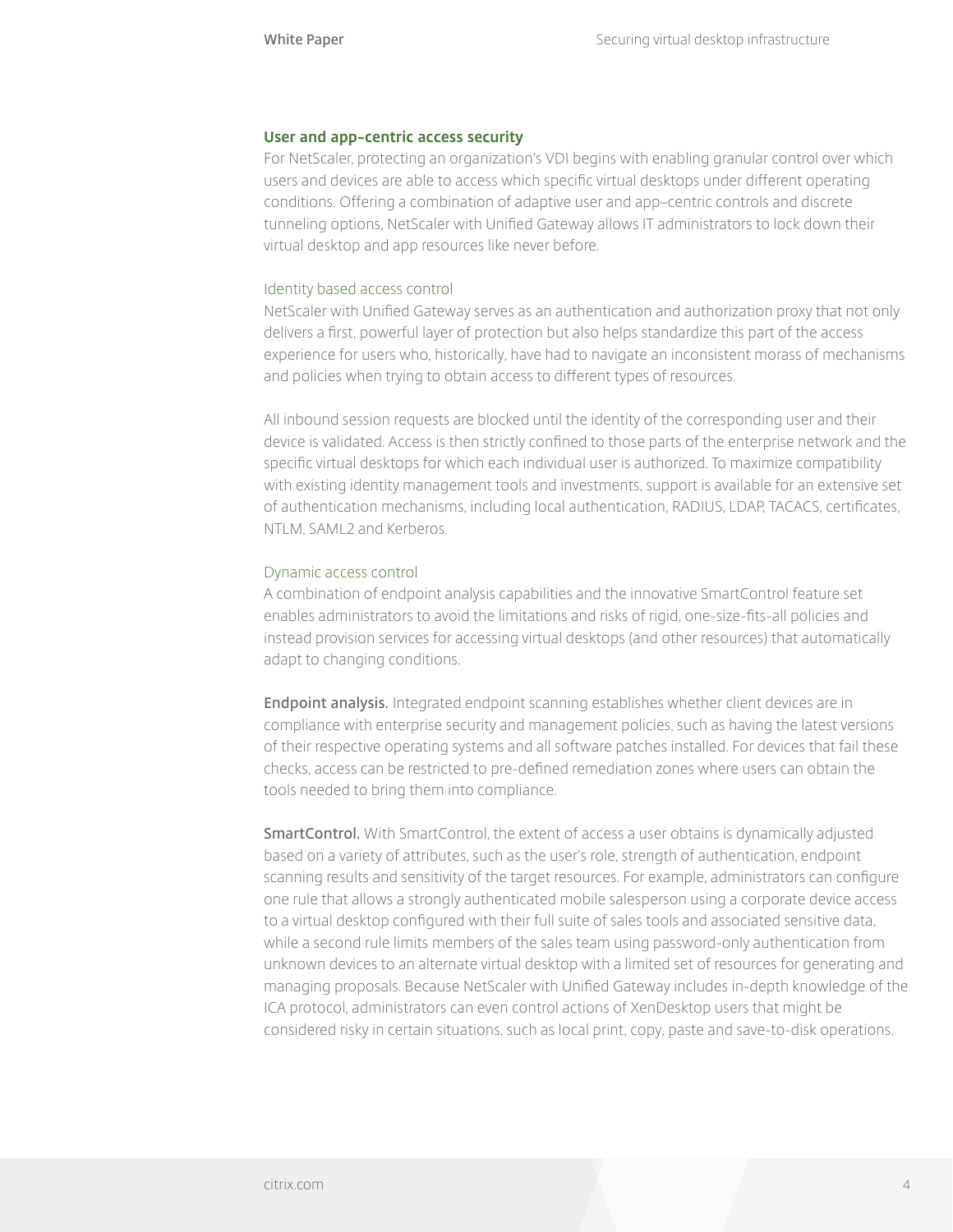## User and app-centric access security

For NetScaler, protecting an organization's VDI begins with enabling granular control over which users and devices are able to access which specific virtual desktops under different operating conditions. Offering a combination of adaptive user and app–centric controls and discrete tunneling options, NetScaler with Unified Gateway allows IT administrators to lock down their virtual desktop and app resources like never before.

### Identity based access control

NetScaler with Unified Gateway serves as an authentication and authorization proxy that not only delivers a first, powerful layer of protection but also helps standardize this part of the access experience for users who, historically, have had to navigate an inconsistent morass of mechanisms and policies when trying to obtain access to different types of resources.

All inbound session requests are blocked until the identity of the corresponding user and their device is validated. Access is then strictly confined to those parts of the enterprise network and the specific virtual desktops for which each individual user is authorized. To maximize compatibility with existing identity management tools and investments, support is available for an extensive set of authentication mechanisms, including local authentication, RADIUS, LDAP, TACACS, certificates, NTLM, SAML2 and Kerberos.

### Dynamic access control

A combination of endpoint analysis capabilities and the innovative SmartControl feature set enables administrators to avoid the limitations and risks of rigid, one-size-fits-all policies and instead provision services for accessing virtual desktops (and other resources) that automatically adapt to changing conditions.

**Endpoint analysis.** Integrated endpoint scanning establishes whether client devices are in compliance with enterprise security and management policies, such as having the latest versions of their respective operating systems and all software patches installed. For devices that fail these checks, access can be restricted to pre-defined remediation zones where users can obtain the tools needed to bring them into compliance.

**SmartControl.** With SmartControl, the extent of access a user obtains is dynamically adjusted based on a variety of attributes, such as the user's role, strength of authentication, endpoint scanning results and sensitivity of the target resources. For example, administrators can configure one rule that allows a strongly authenticated mobile salesperson using a corporate device access to a virtual desktop configured with their full suite of sales tools and associated sensitive data, while a second rule limits members of the sales team using password-only authentication from unknown devices to an alternate virtual desktop with a limited set of resources for generating and managing proposals. Because NetScaler with Unified Gateway includes in-depth knowledge of the ICA protocol, administrators can even control actions of XenDesktop users that might be considered risky in certain situations, such as local print, copy, paste and save-to-disk operations.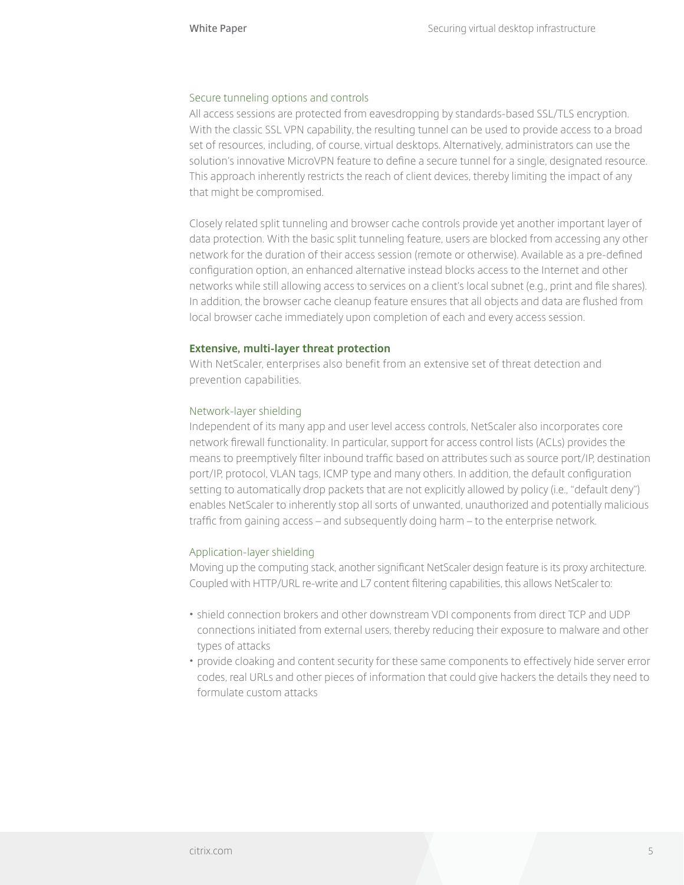### Secure tunneling options and controls

All access sessions are protected from eavesdropping by standards-based SSL/TLS encryption. With the classic SSL VPN capability, the resulting tunnel can be used to provide access to a broad set of resources, including, of course, virtual desktops. Alternatively, administrators can use the solution's innovative MicroVPN feature to define a secure tunnel for a single, designated resource. This approach inherently restricts the reach of client devices, thereby limiting the impact of any that might be compromised.

Closely related split tunneling and browser cache controls provide yet another important layer of data protection. With the basic split tunneling feature, users are blocked from accessing any other network for the duration of their access session (remote or otherwise). Available as a pre-defined configuration option, an enhanced alternative instead blocks access to the Internet and other networks while still allowing access to services on a client's local subnet (e.g., print and file shares). In addition, the browser cache cleanup feature ensures that all objects and data are flushed from local browser cache immediately upon completion of each and every access session.

## Extensive, multi-layer threat protection

With NetScaler, enterprises also benefit from an extensive set of threat detection and prevention capabilities.

### Network-layer shielding

Independent of its many app and user level access controls, NetScaler also incorporates core network firewall functionality. In particular, support for access control lists (ACLs) provides the means to preemptively filter inbound traffic based on attributes such as source port/IP, destination port/IP, protocol, VLAN tags, ICMP type and many others. In addition, the default configuration setting to automatically drop packets that are not explicitly allowed by policy (i.e., "default deny") enables NetScaler to inherently stop all sorts of unwanted, unauthorized and potentially malicious traffic from gaining access – and subsequently doing harm – to the enterprise network.

### Application-layer shielding

Moving up the computing stack, another significant NetScaler design feature is its proxy architecture. Coupled with HTTP/URL re-write and L7 content filtering capabilities, this allows NetScaler to:

- shield connection brokers and other downstream VDI components from direct TCP and UDP connections initiated from external users, thereby reducing their exposure to malware and other types of attacks
- provide cloaking and content security for these same components to effectively hide server error codes, real URLs and other pieces of information that could give hackers the details they need to formulate custom attacks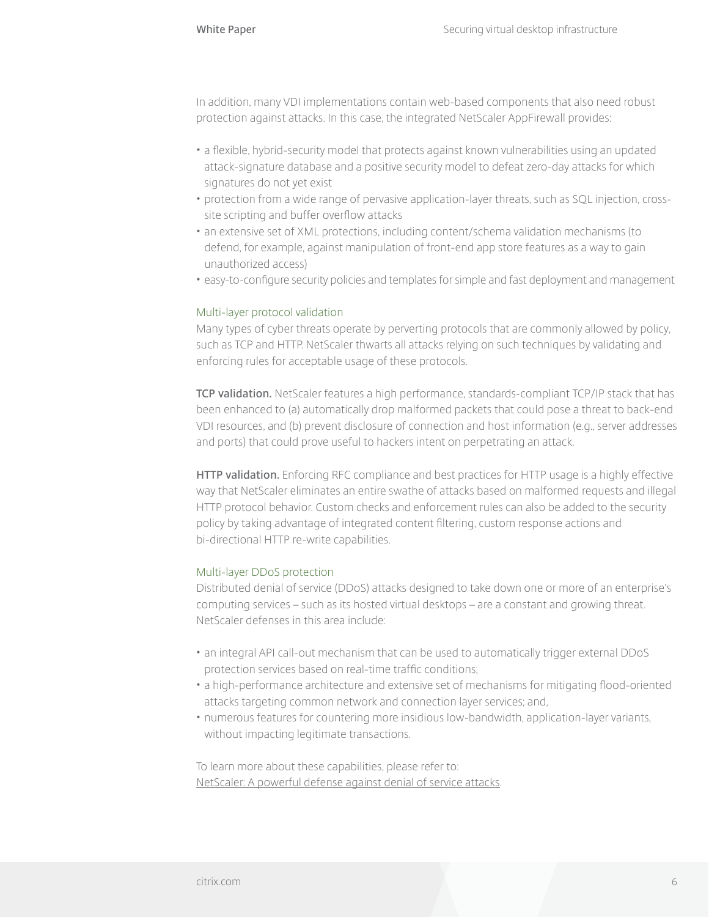In addition, many VDI implementations contain web-based components that also need robust protection against attacks. In this case, the integrated NetScaler AppFirewall provides:

- a flexible, hybrid-security model that protects against known vulnerabilities using an updated attack-signature database and a positive security model to defeat zero-day attacks for which signatures do not yet exist
- protection from a wide range of pervasive application-layer threats, such as SQL injection, cross-site scripting and buffer overflow attacks
- an extensive set of XML protections, including content/schema validation mechanisms (to defend, for example, against manipulation of front-end app store features as a way to gain unauthorized access)
- easy-to-configure security policies and templates for simple and fast deployment and management

### Multi-layer protocol validation

Many types of cyber threats operate by perverting protocols that are commonly allowed by policy, such as TCP and HTTP. NetScaler thwarts all attacks relying on such techniques by validating and enforcing rules for acceptable usage of these protocols.

**TCP validation.** NetScaler features a high performance, standards-compliant TCP/IP stack that has been enhanced to (a) automatically drop malformed packets that could pose a threat to back-end VDI resources, and (b) prevent disclosure of connection and host information (e.g., server addresses and ports) that could prove useful to hackers intent on perpetrating an attack.

**HTTP validation.** Enforcing RFC compliance and best practices for HTTP usage is a highly effective way that NetScaler eliminates an entire swathe of attacks based on malformed requests and illegal HTTP protocol behavior. Custom checks and enforcement rules can also be added to the security policy by taking advantage of integrated content filtering, custom response actions and bi-directional HTTP re-write capabilities.

### Multi-layer DDoS protection

Distributed denial of service (DDoS) attacks designed to take down one or more of an enterprise's computing services – such as its hosted virtual desktops – are a constant and growing threat. NetScaler defenses in this area include:

- an integral API call-out mechanism that can be used to automatically trigger external DDoS protection services based on real-time traffic conditions;
- a high-performance architecture and extensive set of mechanisms for mitigating flood-oriented attacks targeting common network and connection layer services; and,
- numerous features for countering more insidious low-bandwidth, application-layer variants, without impacting legitimate transactions.

To learn more about these capabilities, please refer to:
NetScaler: A powerful defense against denial of service attacks.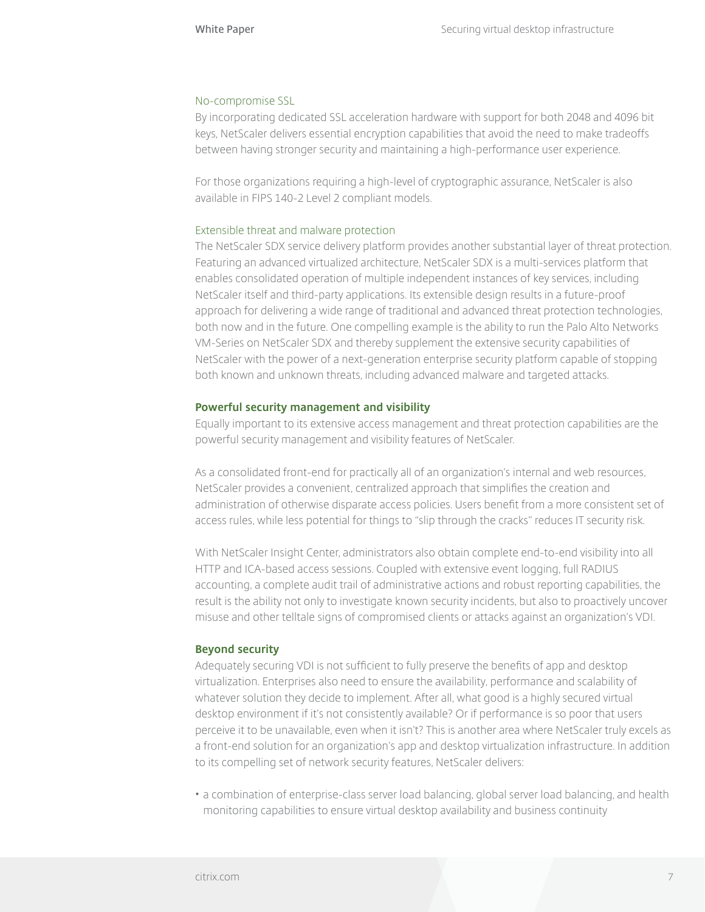### No-compromise SSL

By incorporating dedicated SSL acceleration hardware with support for both 2048 and 4096 bit keys, NetScaler delivers essential encryption capabilities that avoid the need to make tradeoffs between having stronger security and maintaining a high-performance user experience.

For those organizations requiring a high-level of cryptographic assurance, NetScaler is also available in FIPS 140-2 Level 2 compliant models.

### Extensible threat and malware protection

The NetScaler SDX service delivery platform provides another substantial layer of threat protection. Featuring an advanced virtualized architecture, NetScaler SDX is a multi-services platform that enables consolidated operation of multiple independent instances of key services, including NetScaler itself and third-party applications. Its extensible design results in a future-proof approach for delivering a wide range of traditional and advanced threat protection technologies, both now and in the future. One compelling example is the ability to run the Palo Alto Networks VM-Series on NetScaler SDX and thereby supplement the extensive security capabilities of NetScaler with the power of a next-generation enterprise security platform capable of stopping both known and unknown threats, including advanced malware and targeted attacks.

## Powerful security management and visibility

Equally important to its extensive access management and threat protection capabilities are the powerful security management and visibility features of NetScaler.

As a consolidated front-end for practically all of an organization's internal and web resources, NetScaler provides a convenient, centralized approach that simplifies the creation and administration of otherwise disparate access policies. Users benefit from a more consistent set of access rules, while less potential for things to "slip through the cracks" reduces IT security risk.

With NetScaler Insight Center, administrators also obtain complete end-to-end visibility into all HTTP and ICA-based access sessions. Coupled with extensive event logging, full RADIUS accounting, a complete audit trail of administrative actions and robust reporting capabilities, the result is the ability not only to investigate known security incidents, but also to proactively uncover misuse and other telltale signs of compromised clients or attacks against an organization's VDI.

## Beyond security

Adequately securing VDI is not sufficient to fully preserve the benefits of app and desktop virtualization. Enterprises also need to ensure the availability, performance and scalability of whatever solution they decide to implement. After all, what good is a highly secured virtual desktop environment if it's not consistently available? Or if performance is so poor that users perceive it to be unavailable, even when it isn't? This is another area where NetScaler truly excels as a front-end solution for an organization's app and desktop virtualization infrastructure. In addition to its compelling set of network security features, NetScaler delivers:

- a combination of enterprise-class server load balancing, global server load balancing, and health monitoring capabilities to ensure virtual desktop availability and business continuity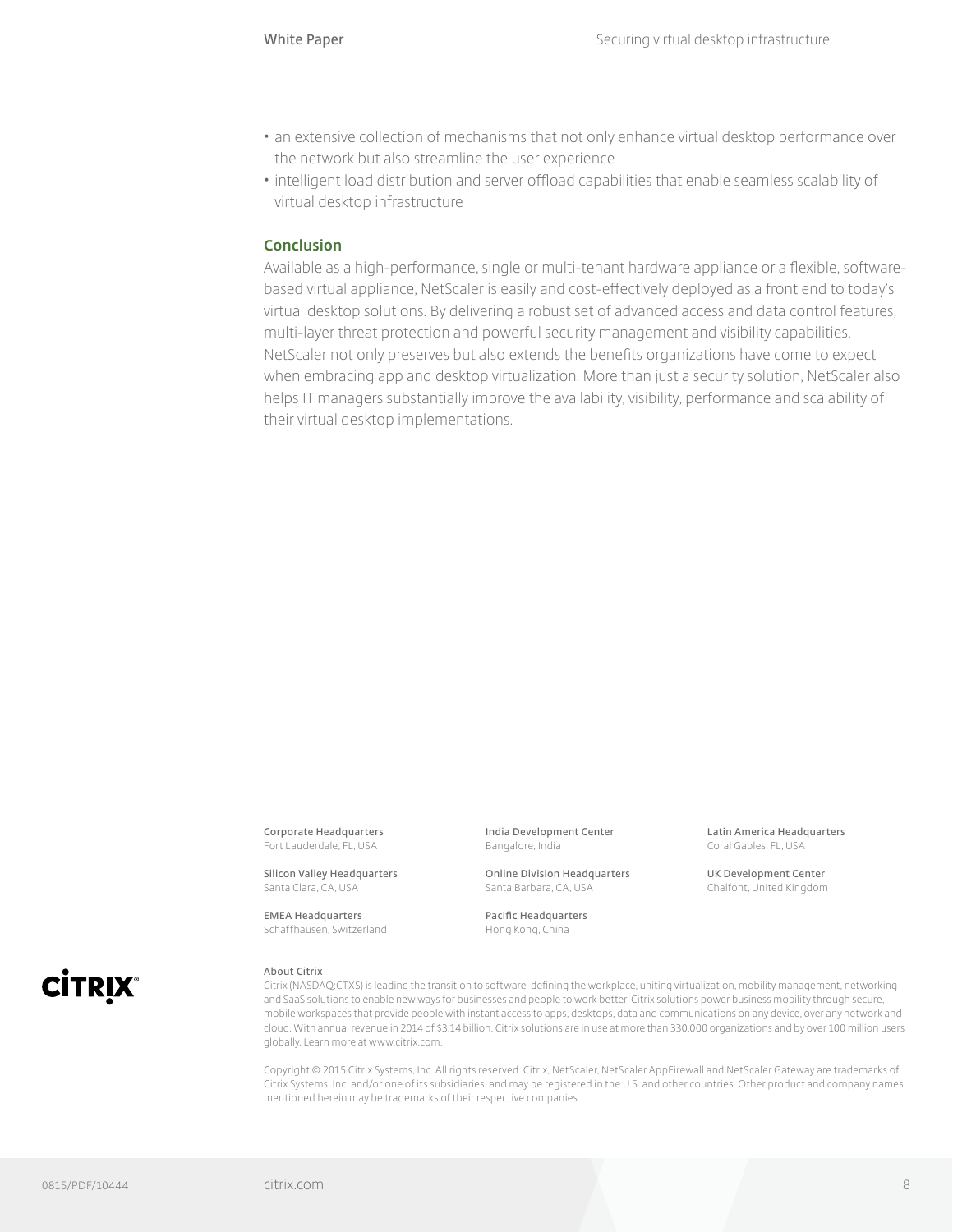- an extensive collection of mechanisms that not only enhance virtual desktop performance over the network but also streamline the user experience
- intelligent load distribution and server offload capabilities that enable seamless scalability of virtual desktop infrastructure

### Conclusion

Available as a high-performance, single or multi-tenant hardware appliance or a flexible, software-based virtual appliance, NetScaler is easily and cost-effectively deployed as a front end to today's virtual desktop solutions. By delivering a robust set of advanced access and data control features, multi-layer threat protection and powerful security management and visibility capabilities, NetScaler not only preserves but also extends the benefits organizations have come to expect when embracing app and desktop virtualization. More than just a security solution, NetScaler also helps IT managers substantially improve the availability, visibility, performance and scalability of their virtual desktop implementations.

Corporate Headquarters
Fort Lauderdale, FL, USA

Silicon Valley Headquarters
Santa Clara, CA, USA

EMEA Headquarters
Schaffhausen, Switzerland

India Development Center
Bangalore, India

Online Division Headquarters
Santa Barbara, CA, USA

Pacific Headquarters
Hong Kong, China

Latin America Headquarters
Coral Gables, FL, USA

UK Development Center
Chalfont, United Kingdom

About Citrix

Citrix (NASDAQ:CTXS) is leading the transition to software-defining the workplace, uniting virtualization, mobility management, networking and SaaS solutions to enable new ways for businesses and people to work better. Citrix solutions power business mobility through secure, mobile workspaces that provide people with instant access to apps, desktops, data and communications on any device, over any network and cloud. With annual revenue in 2014 of $3.14 billion, Citrix solutions are in use at more than 330,000 organizations and by over 100 million users globally. Learn more at www.citrix.com.

Copyright © 2015 Citrix Systems, Inc. All rights reserved. Citrix, NetScaler, NetScaler AppFirewall and NetScaler Gateway are trademarks of Citrix Systems, Inc. and/or one of its subsidiaries, and may be registered in the U.S. and other countries. Other product and company names mentioned herein may be trademarks of their respective companies.

0815/PDF/10444